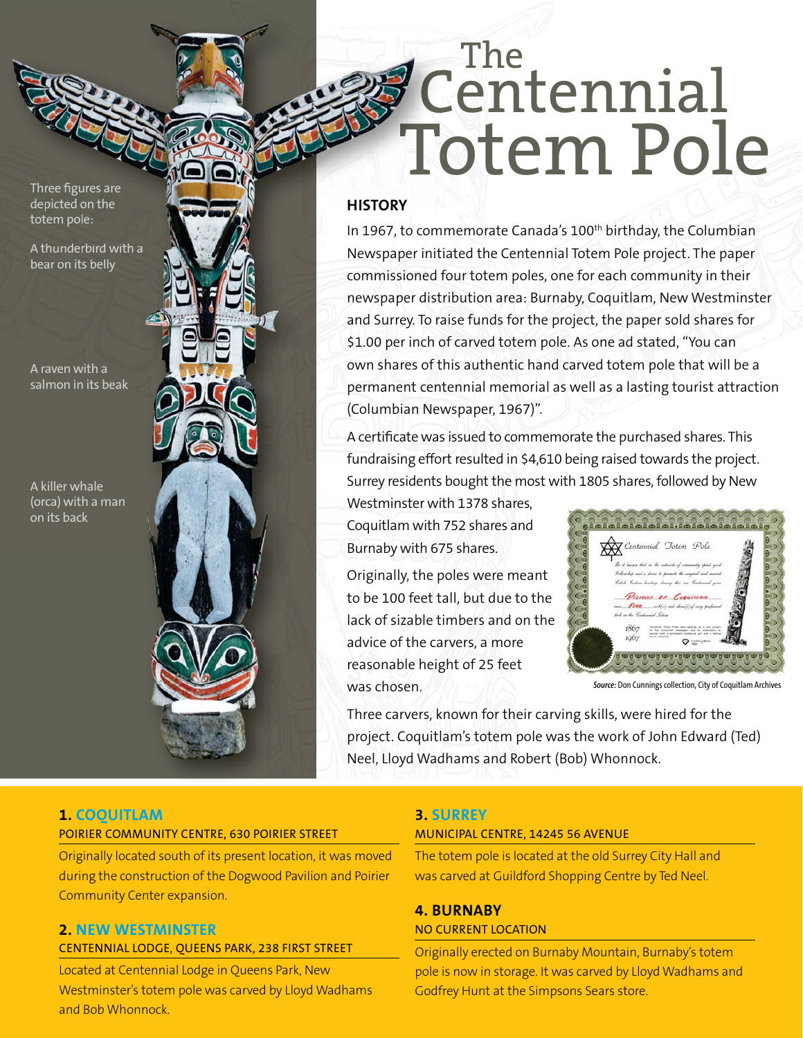# The Centennial Totem Pole

Three figures are depicted on the totem pole:

A thunderbird with a bear on its belly

A raven with a salmon in its beak

A killer whale (orca) with a man on its back

## HISTORY

In 1967, to commemorate Canada's 100th birthday, the Columbian Newspaper initiated the Centennial Totem Pole project. The paper commissioned four totem poles, one for each community in their newspaper distribution area: Burnaby, Coquitlam, New Westminster and Surrey. To raise funds for the project, the paper sold shares for $1.00 per inch of carved totem pole. As one ad stated, "You can own shares of this authentic hand carved totem pole that will be a permanent centennial memorial as well as a lasting tourist attraction (Columbian Newspaper, 1967)".

A certificate was issued to commemorate the purchased shares. This fundraising effort resulted in $4,610 being raised towards the project. Surrey residents bought the most with 1805 shares, followed by New Westminster with 1378 shares, Coquitlam with 752 shares and Burnaby with 675 shares.

Originally, the poles were meant to be 100 feet tall, but due to the lack of sizable timbers and on the advice of the carvers, a more reasonable height of 25 feet was chosen.

*Source:* Don Cunnings collection, City of Coquitlam Archives

Three carvers, known for their carving skills, were hired for the project. Coquitlam's totem pole was the work of John Edward (Ted) Neel, Lloyd Wadhams and Robert (Bob) Whonnock.

### 1. COQUITLAM

**POIRIER COMMUNITY CENTRE, 630 POIRIER STREET**

Originally located south of its present location, it was moved during the construction of the Dogwood Pavilion and Poirier Community Center expansion.

### 2. NEW WESTMINSTER

**CENTENNIAL LODGE, QUEENS PARK, 238 FIRST STREET**

Located at Centennial Lodge in Queens Park, New Westminster's totem pole was carved by Lloyd Wadhams and Bob Whonnock.

### 3. SURREY

**MUNICIPAL CENTRE, 14245 56 AVENUE**

The totem pole is located at the old Surrey City Hall and was carved at Guildford Shopping Centre by Ted Neel.

### 4. BURNABY

**NO CURRENT LOCATION**

Originally erected on Burnaby Mountain, Burnaby's totem pole is now in storage. It was carved by Lloyd Wadhams and Godfrey Hunt at the Simpsons Sears store.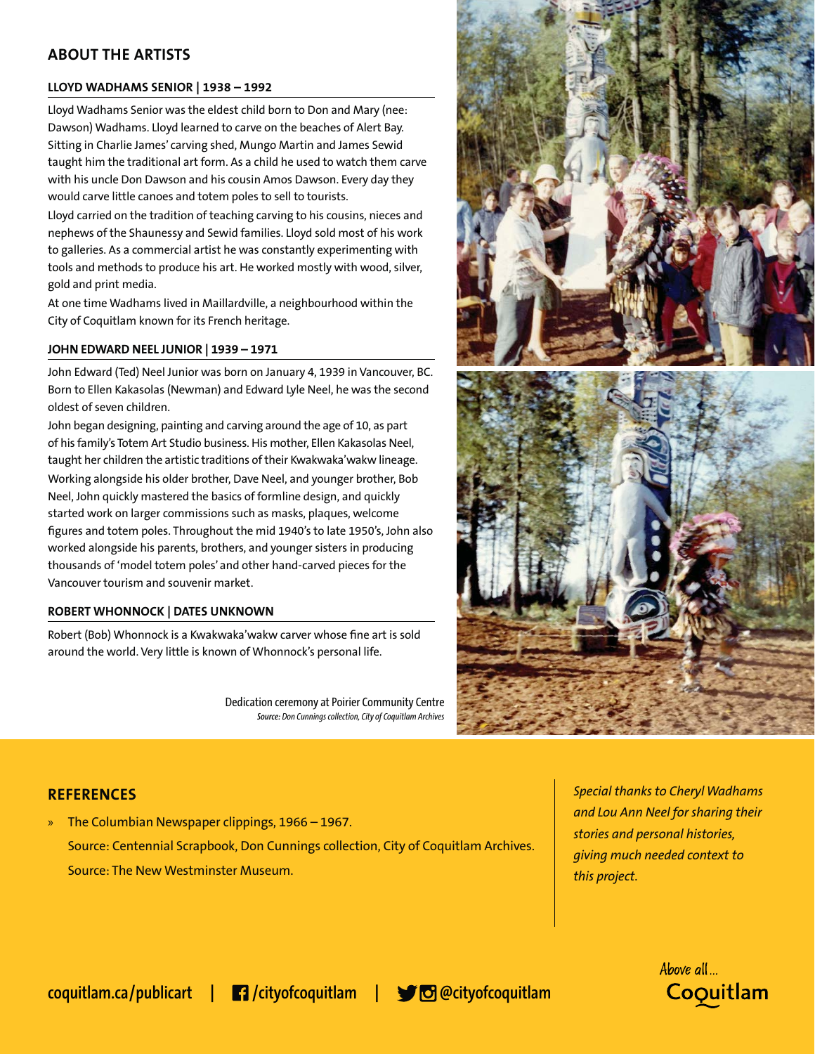## ABOUT THE ARTISTS

### LLOYD WADHAMS SENIOR | 1938 – 1992

Lloyd Wadhams Senior was the eldest child born to Don and Mary (nee: Dawson) Wadhams. Lloyd learned to carve on the beaches of Alert Bay. Sitting in Charlie James' carving shed, Mungo Martin and James Sewid taught him the traditional art form. As a child he used to watch them carve with his uncle Don Dawson and his cousin Amos Dawson. Every day they would carve little canoes and totem poles to sell to tourists.

Lloyd carried on the tradition of teaching carving to his cousins, nieces and nephews of the Shaunessy and Sewid families. Lloyd sold most of his work to galleries. As a commercial artist he was constantly experimenting with tools and methods to produce his art. He worked mostly with wood, silver, gold and print media.

At one time Wadhams lived in Maillardville, a neighbourhood within the City of Coquitlam known for its French heritage.

### JOHN EDWARD NEEL JUNIOR | 1939 – 1971

John Edward (Ted) Neel Junior was born on January 4, 1939 in Vancouver, BC. Born to Ellen Kakasolas (Newman) and Edward Lyle Neel, he was the second oldest of seven children.

John began designing, painting and carving around the age of 10, as part of his family's Totem Art Studio business. His mother, Ellen Kakasolas Neel, taught her children the artistic traditions of their Kwakwaka'wakw lineage. Working alongside his older brother, Dave Neel, and younger brother, Bob Neel, John quickly mastered the basics of formline design, and quickly started work on larger commissions such as masks, plaques, welcome figures and totem poles. Throughout the mid 1940's to late 1950's, John also worked alongside his parents, brothers, and younger sisters in producing thousands of 'model totem poles' and other hand-carved pieces for the Vancouver tourism and souvenir market.

### ROBERT WHONNOCK | DATES UNKNOWN

Robert (Bob) Whonnock is a Kwakwaka'wakw carver whose fine art is sold around the world. Very little is known of Whonnock's personal life.

Dedication ceremony at Poirier Community Centre
*Source: Don Cunnings collection, City of Coquitlam Archives*

## REFERENCES

- The Columbian Newspaper clippings, 1966 – 1967.
  Source: Centennial Scrapbook, Don Cunnings collection, City of Coquitlam Archives.
  Source: The New Westminster Museum.

*Special thanks to Cheryl Wadhams and Lou Ann Neel for sharing their stories and personal histories, giving much needed context to this project.*

coquitlam.ca/publicart | /cityofcoquitlam | @cityofcoquitlam

Above all ... Coquitlam